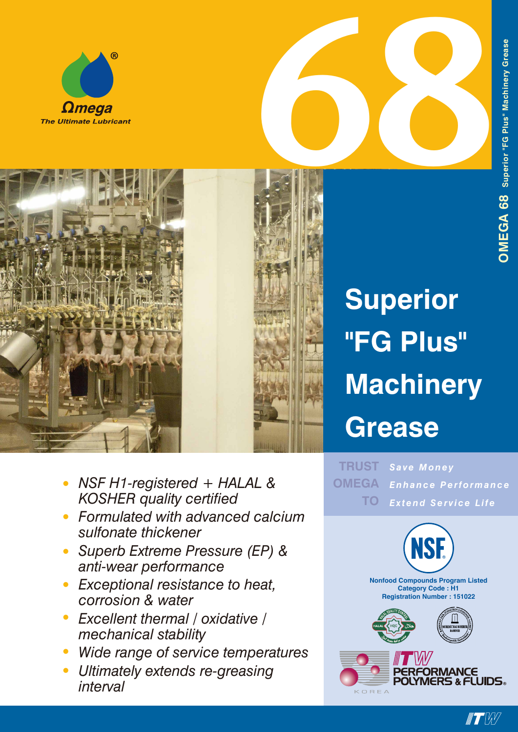Ωmega

The Ultimate Lubricant

68

OMEGA 68 Superior "FG Plus" Machinery Grease

# Superior "FG Plus" Machinery Grease

- *NSF H1-registered + HALAL & KOSHER quality certified*
- *Formulated with advanced calcium sulfonate thickener*
- *Superb Extreme Pressure (EP) & anti-wear performance*
- *Exceptional resistance to heat, corrosion & water*
- *Excellent thermal / oxidative / mechanical stability*
- *Wide range of service temperatures*
- *Ultimately extends re-greasing interval*

**TRUST OMEGA TO**

*Save Money*

*Enhance Performance*

*Extend Service Life*

NSF

Nonfood Compounds Program Listed
Category Code : H1
Registration Number : 151022

ITW PERFORMANCE POLYMERS & FLUIDS

KOREA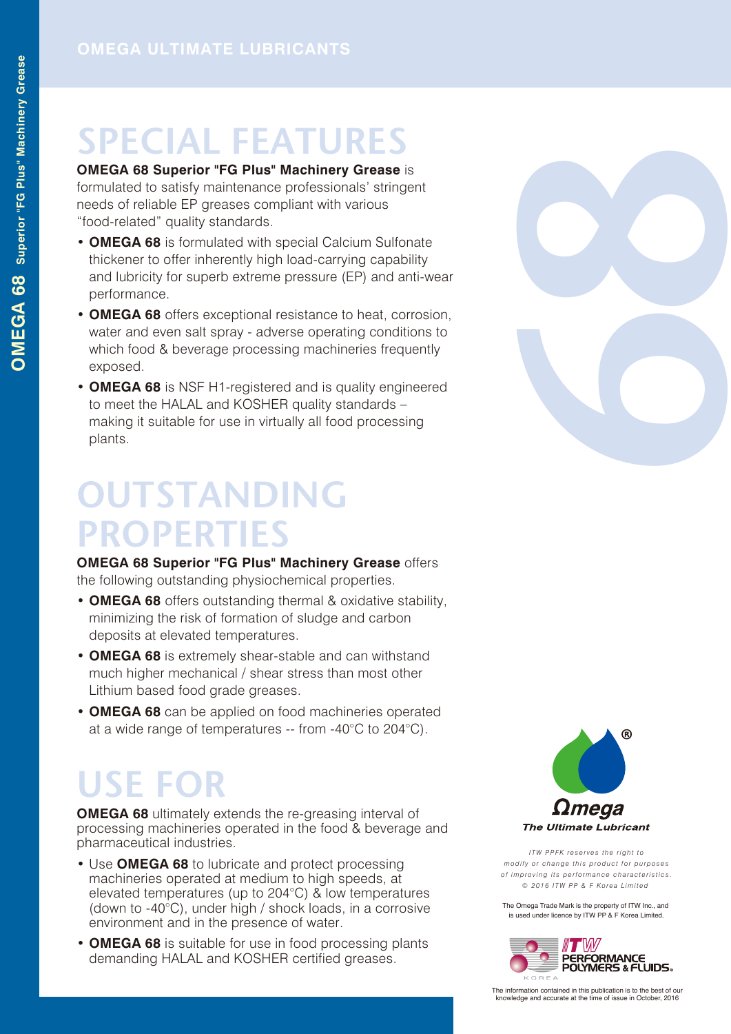OMEGA ULTIMATE LUBRICANTS

# SPECIAL FEATURES

**OMEGA 68 Superior "FG Plus" Machinery Grease** is formulated to satisfy maintenance professionals' stringent needs of reliable EP greases compliant with various "food-related" quality standards.

- **OMEGA 68** is formulated with special Calcium Sulfonate thickener to offer inherently high load-carrying capability and lubricity for superb extreme pressure (EP) and anti-wear performance.
- **OMEGA 68** offers exceptional resistance to heat, corrosion, water and even salt spray - adverse operating conditions to which food & beverage processing machineries frequently exposed.
- **OMEGA 68** is NSF H1-registered and is quality engineered to meet the HALAL and KOSHER quality standards – making it suitable for use in virtually all food processing plants.

# OUTSTANDING PROPERTIES

**OMEGA 68 Superior "FG Plus" Machinery Grease** offers the following outstanding physiochemical properties.

- **OMEGA 68** offers outstanding thermal & oxidative stability, minimizing the risk of formation of sludge and carbon deposits at elevated temperatures.
- **OMEGA 68** is extremely shear-stable and can withstand much higher mechanical / shear stress than most other Lithium based food grade greases.
- **OMEGA 68** can be applied on food machineries operated at a wide range of temperatures -- from -40°C to 204°C).

# USE FOR

**OMEGA 68** ultimately extends the re-greasing interval of processing machineries operated in the food & beverage and pharmaceutical industries.

- Use **OMEGA 68** to lubricate and protect processing machineries operated at medium to high speeds, at elevated temperatures (up to 204°C) & low temperatures (down to -40°C), under high / shock loads, in a corrosive environment and in the presence of water.
- **OMEGA 68** is suitable for use in food processing plants demanding HALAL and KOSHER certified greases.

Ωmega®
**The Ultimate Lubricant**

*ITW PPFK reserves the right to modify or change this product for purposes of improving its performance characteristics.*
*© 2016 ITW PP & F Korea Limited*

The Omega Trade Mark is the property of ITW Inc., and is used under licence by ITW PP & F Korea Limited.

ITW PERFORMANCE POLYMERS & FLUIDS KOREA

The information contained in this publication is to the best of our knowledge and accurate at the time of issue in October, 2016